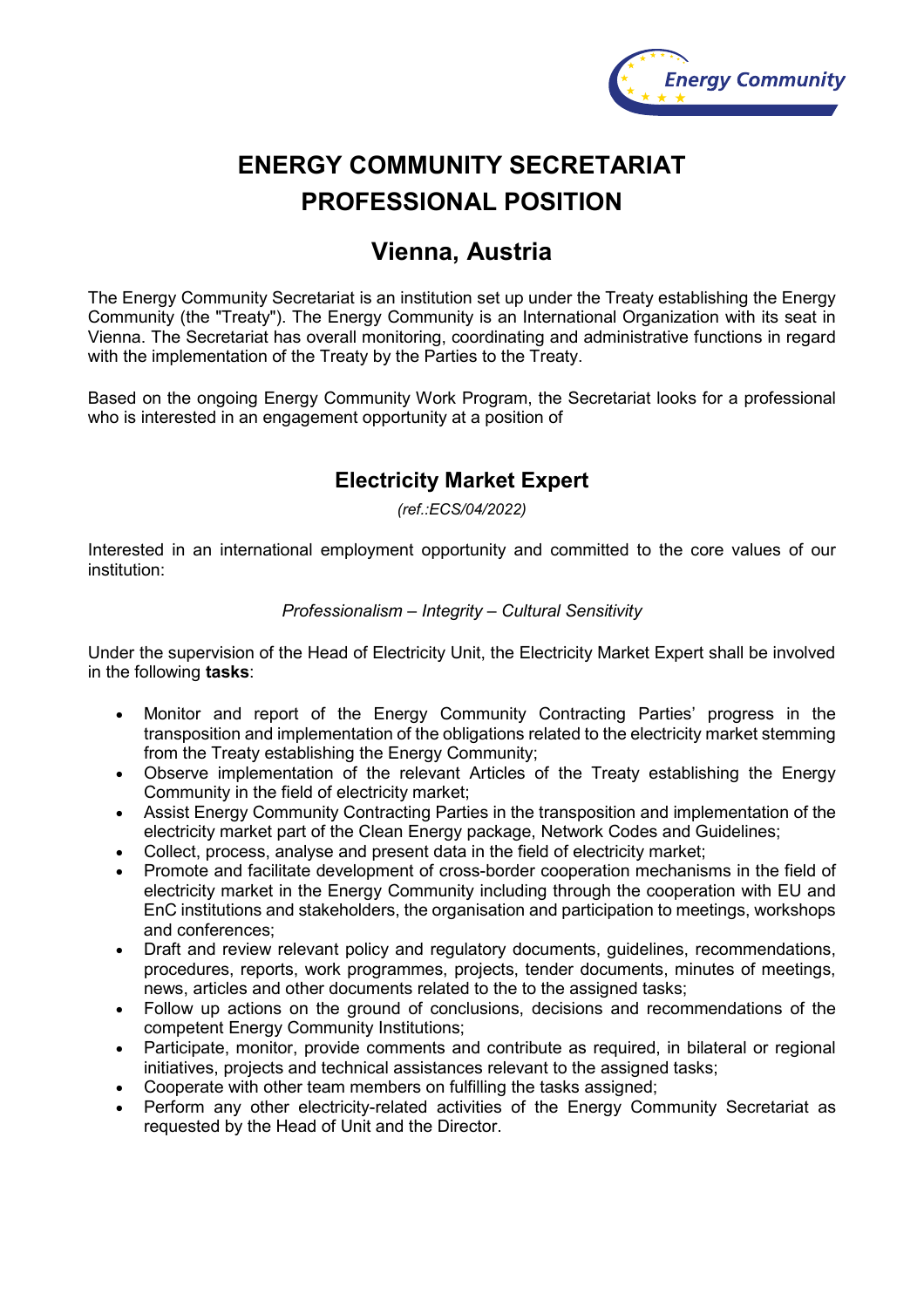# ENERGY COMMUNITY SECRETARIAT PROFESSIONAL POSITION

## Vienna, Austria

The Energy Community Secretariat is an institution set up under the Treaty establishing the Energy Community (the "Treaty"). The Energy Community is an International Organization with its seat in Vienna. The Secretariat has overall monitoring, coordinating and administrative functions in regard with the implementation of the Treaty by the Parties to the Treaty.

Based on the ongoing Energy Community Work Program, the Secretariat looks for a professional who is interested in an engagement opportunity at a position of

### Electricity Market Expert

*(ref.:ECS/04/2022)*

Interested in an international employment opportunity and committed to the core values of our institution:

*Professionalism – Integrity – Cultural Sensitivity*

Under the supervision of the Head of Electricity Unit, the Electricity Market Expert shall be involved in the following **tasks**:

- Monitor and report of the Energy Community Contracting Parties' progress in the transposition and implementation of the obligations related to the electricity market stemming from the Treaty establishing the Energy Community;
- Observe implementation of the relevant Articles of the Treaty establishing the Energy Community in the field of electricity market;
- Assist Energy Community Contracting Parties in the transposition and implementation of the electricity market part of the Clean Energy package, Network Codes and Guidelines;
- Collect, process, analyse and present data in the field of electricity market;
- Promote and facilitate development of cross-border cooperation mechanisms in the field of electricity market in the Energy Community including through the cooperation with EU and EnC institutions and stakeholders, the organisation and participation to meetings, workshops and conferences;
- Draft and review relevant policy and regulatory documents, guidelines, recommendations, procedures, reports, work programmes, projects, tender documents, minutes of meetings, news, articles and other documents related to the to the assigned tasks;
- Follow up actions on the ground of conclusions, decisions and recommendations of the competent Energy Community Institutions;
- Participate, monitor, provide comments and contribute as required, in bilateral or regional initiatives, projects and technical assistances relevant to the assigned tasks;
- Cooperate with other team members on fulfilling the tasks assigned;
- Perform any other electricity-related activities of the Energy Community Secretariat as requested by the Head of Unit and the Director.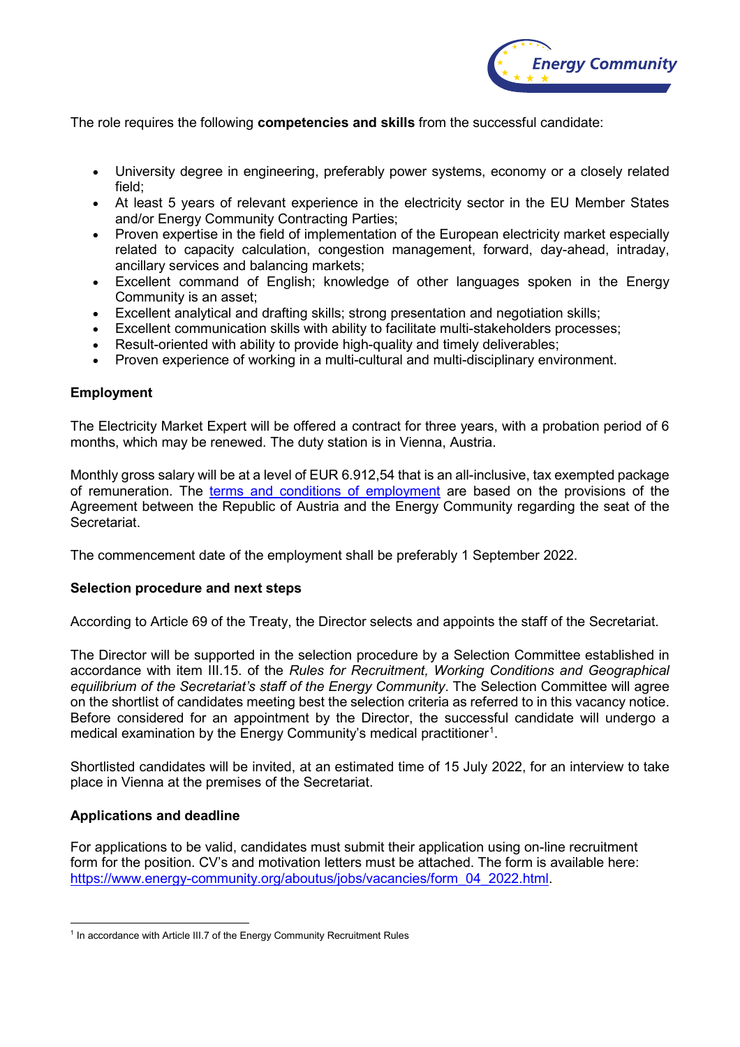The role requires the following **competencies and skills** from the successful candidate:

- University degree in engineering, preferably power systems, economy or a closely related field;
- At least 5 years of relevant experience in the electricity sector in the EU Member States and/or Energy Community Contracting Parties;
- Proven expertise in the field of implementation of the European electricity market especially related to capacity calculation, congestion management, forward, day-ahead, intraday, ancillary services and balancing markets;
- Excellent command of English; knowledge of other languages spoken in the Energy Community is an asset;
- Excellent analytical and drafting skills; strong presentation and negotiation skills;
- Excellent communication skills with ability to facilitate multi-stakeholders processes;
- Result-oriented with ability to provide high-quality and timely deliverables;
- Proven experience of working in a multi-cultural and multi-disciplinary environment.

**Employment**

The Electricity Market Expert will be offered a contract for three years, with a probation period of 6 months, which may be renewed. The duty station is in Vienna, Austria.

Monthly gross salary will be at a level of EUR 6.912,54 that is an all-inclusive, tax exempted package of remuneration. The [terms and conditions of employment] are based on the provisions of the Agreement between the Republic of Austria and the Energy Community regarding the seat of the Secretariat.

The commencement date of the employment shall be preferably 1 September 2022.

**Selection procedure and next steps**

According to Article 69 of the Treaty, the Director selects and appoints the staff of the Secretariat.

The Director will be supported in the selection procedure by a Selection Committee established in accordance with item III.15. of the *Rules for Recruitment, Working Conditions and Geographical equilibrium of the Secretariat's staff of the Energy Community*. The Selection Committee will agree on the shortlist of candidates meeting best the selection criteria as referred to in this vacancy notice. Before considered for an appointment by the Director, the successful candidate will undergo a medical examination by the Energy Community's medical practitioner[1].

Shortlisted candidates will be invited, at an estimated time of 15 July 2022, for an interview to take place in Vienna at the premises of the Secretariat.

**Applications and deadline**

For applications to be valid, candidates must submit their application using on-line recruitment form for the position. CV's and motivation letters must be attached. The form is available here: https://www.energy-community.org/aboutus/jobs/vacancies/form_04_2022.html.

---

[1] In accordance with Article III.7 of the Energy Community Recruitment Rules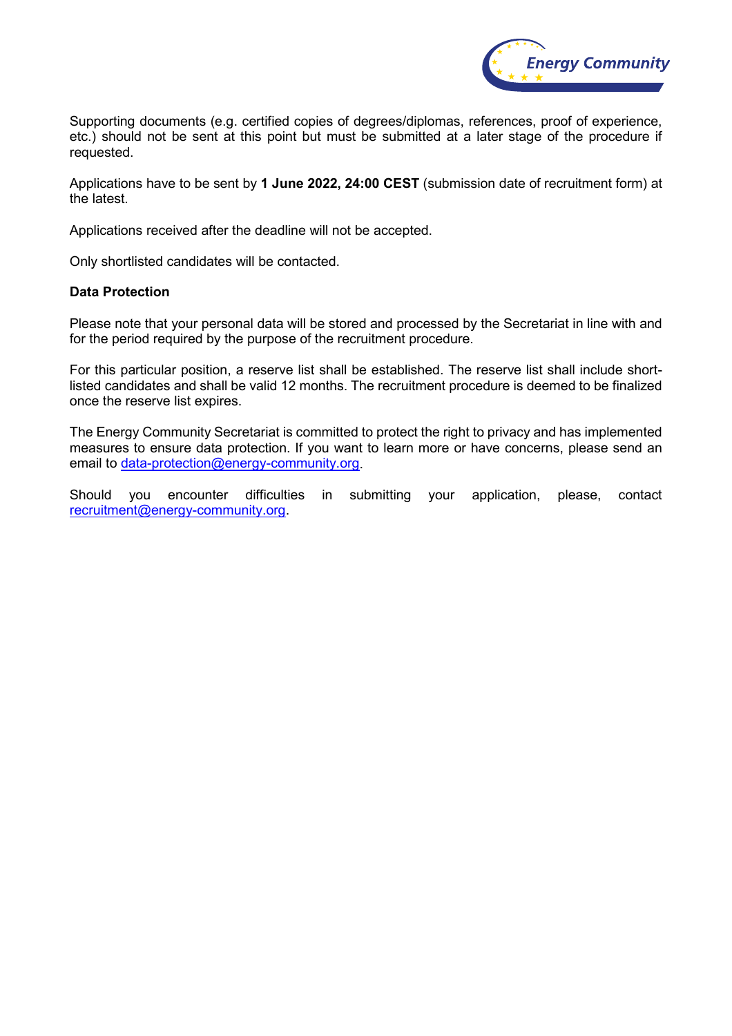Supporting documents (e.g. certified copies of degrees/diplomas, references, proof of experience, etc.) should not be sent at this point but must be submitted at a later stage of the procedure if requested.

Applications have to be sent by **1 June 2022, 24:00 CEST** (submission date of recruitment form) at the latest.

Applications received after the deadline will not be accepted.

Only shortlisted candidates will be contacted.

**Data Protection**

Please note that your personal data will be stored and processed by the Secretariat in line with and for the period required by the purpose of the recruitment procedure.

For this particular position, a reserve list shall be established. The reserve list shall include short-listed candidates and shall be valid 12 months. The recruitment procedure is deemed to be finalized once the reserve list expires.

The Energy Community Secretariat is committed to protect the right to privacy and has implemented measures to ensure data protection. If you want to learn more or have concerns, please send an email to data-protection@energy-community.org.

Should you encounter difficulties in submitting your application, please, contact recruitment@energy-community.org.